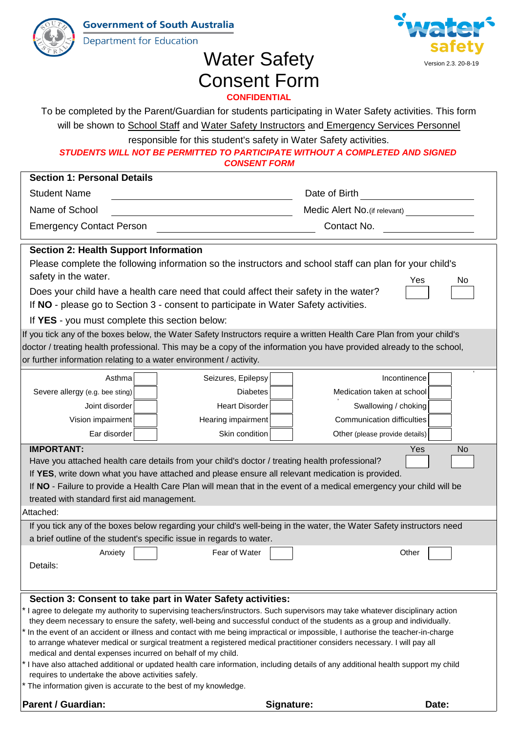Government of South Australia
Department for Education

Version 2.3. 20-8-19

# Water Safety Consent Form

**CONFIDENTIAL**

To be completed by the Parent/Guardian for students participating in Water Safety activities. This form will be shown to School Staff and Water Safety Instructors and Emergency Services Personnel responsible for this student's safety in Water Safety activities.

***STUDENTS WILL NOT BE PERMITTED TO PARTICIPATE WITHOUT A COMPLETED AND SIGNED CONSENT FORM***

## Section 1: Personal Details

| | | | |
|---|---|---|---|
| Student Name | | Date of Birth | |
| Name of School | | Medic Alert No. (if relevant) | |
| Emergency Contact Person | | Contact No. | |

## Section 2: Health Support Information

Please complete the following information so the instructors and school staff can plan for your child's safety in the water.

| | Yes | No |
|---|---|---|
| Does your child have a health care need that could affect their safety in the water? | | |

If **NO** - please go to Section 3 - consent to participate in Water Safety activities.

If **YES** - you must complete this section below:

If you tick any of the boxes below, the Water Safety Instructors require a written Health Care Plan from your child's doctor / treating health professional. This may be a copy of the information you have provided already to the school, or further information relating to a water environment / activity.

| | | | | | |
|---|---|---|---|---|---|
| Asthma | | Seizures, Epilepsy | | Incontinence | |
| Severe allergy (e.g. bee sting) | | Diabetes | | Medication taken at school | |
| Joint disorder | | Heart Disorder | | Swallowing / choking | |
| Vision impairment | | Hearing impairment | | Communication difficulties | |
| Ear disorder | | Skin condition | | Other (please provide details) | |

**IMPORTANT:**

| | Yes | No |
|---|---|---|
| Have you attached health care details from your child's doctor / treating health professional? | | |

If **YES**, write down what you have attached and please ensure all relevant medication is provided.

If **NO** - Failure to provide a Health Care Plan will mean that in the event of a medical emergency your child will be treated with standard first aid management.

Attached:

If you tick any of the boxes below regarding your child's well-being in the water, the Water Safety instructors need a brief outline of the student's specific issue in regards to water.

| | | | | | |
|---|---|---|---|---|---|
| Anxiety | | Fear of Water | | Other | |

Details:

## Section 3: Consent to take part in Water Safety activities:

* I agree to delegate my authority to supervising teachers/instructors. Such supervisors may take whatever disciplinary action they deem necessary to ensure the safety, well-being and successful conduct of the students as a group and individually.
* In the event of an accident or illness and contact with me being impractical or impossible, I authorise the teacher-in-charge to arrange whatever medical or surgical treatment a registered medical practitioner considers necessary. I will pay all medical and dental expenses incurred on behalf of my child.
* I have also attached additional or updated health care information, including details of any additional health support my child requires to undertake the above activities safely.
* The information given is accurate to the best of my knowledge.

**Parent / Guardian:** **Signature:** **Date:**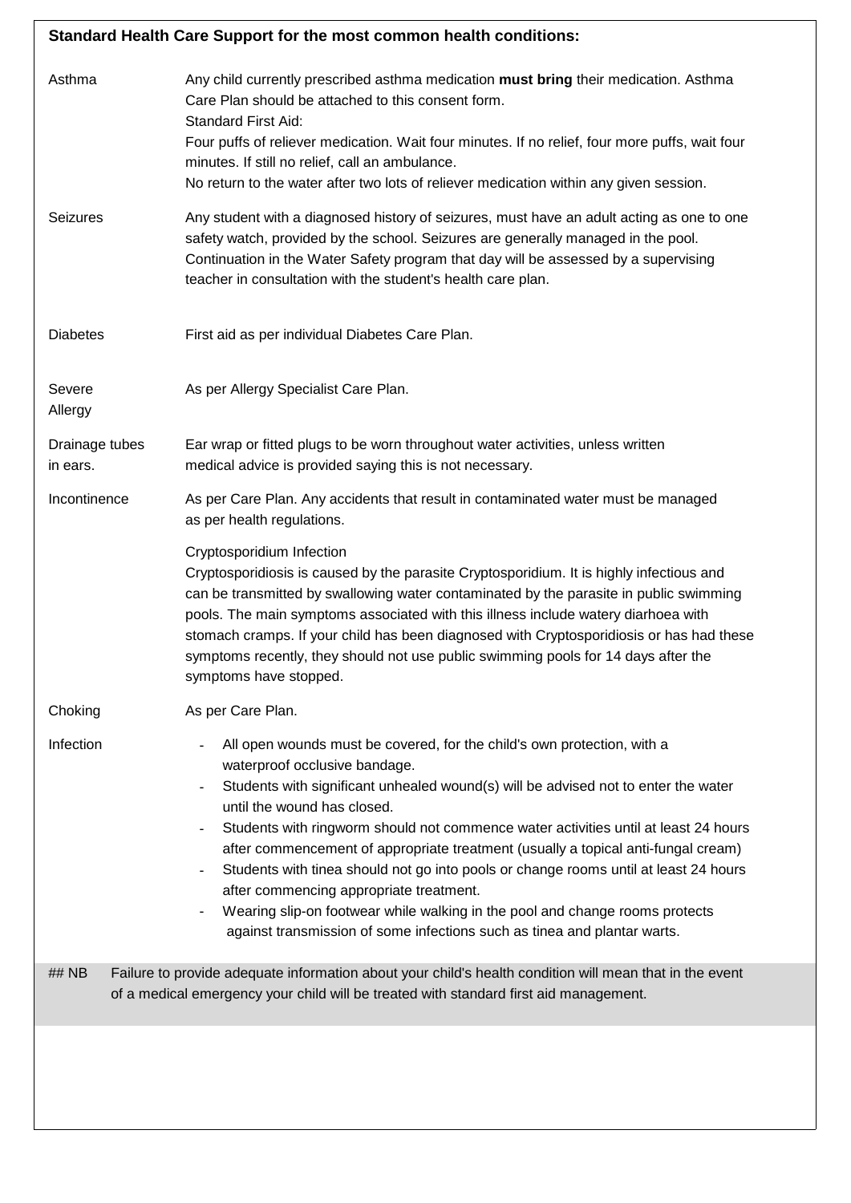**Standard Health Care Support for the most common health conditions:**

| | |
|---|---|
| Asthma | Any child currently prescribed asthma medication **must bring** their medication. Asthma Care Plan should be attached to this consent form.<br>Standard First Aid:<br>Four puffs of reliever medication. Wait four minutes. If no relief, four more puffs, wait four minutes. If still no relief, call an ambulance.<br>No return to the water after two lots of reliever medication within any given session. |
| Seizures | Any student with a diagnosed history of seizures, must have an adult acting as one to one safety watch, provided by the school. Seizures are generally managed in the pool. Continuation in the Water Safety program that day will be assessed by a supervising teacher in consultation with the student's health care plan. |
| Diabetes | First aid as per individual Diabetes Care Plan. |
| Severe Allergy | As per Allergy Specialist Care Plan. |
| Drainage tubes in ears. | Ear wrap or fitted plugs to be worn throughout water activities, unless written medical advice is provided saying this is not necessary. |
| Incontinence | As per Care Plan. Any accidents that result in contaminated water must be managed as per health regulations.<br><br>Cryptosporidium Infection<br>Cryptosporidiosis is caused by the parasite Cryptosporidium. It is highly infectious and can be transmitted by swallowing water contaminated by the parasite in public swimming pools. The main symptoms associated with this illness include watery diarhoea with stomach cramps. If your child has been diagnosed with Cryptosporidiosis or has had these symptoms recently, they should not use public swimming pools for 14 days after the symptoms have stopped. |
| Choking | As per Care Plan. |
| Infection | - All open wounds must be covered, for the child's own protection, with a waterproof occlusive bandage.<br>- Students with significant unhealed wound(s) will be advised not to enter the water until the wound has closed.<br>- Students with ringworm should not commence water activities until at least 24 hours after commencement of appropriate treatment (usually a topical anti-fungal cream)<br>- Students with tinea should not go into pools or change rooms until at least 24 hours after commencing appropriate treatment.<br>- Wearing slip-on footwear while walking in the pool and change rooms protects against transmission of some infections such as tinea and plantar warts. |

## NB

Failure to provide adequate information about your child's health condition will mean that in the event of a medical emergency your child will be treated with standard first aid management.